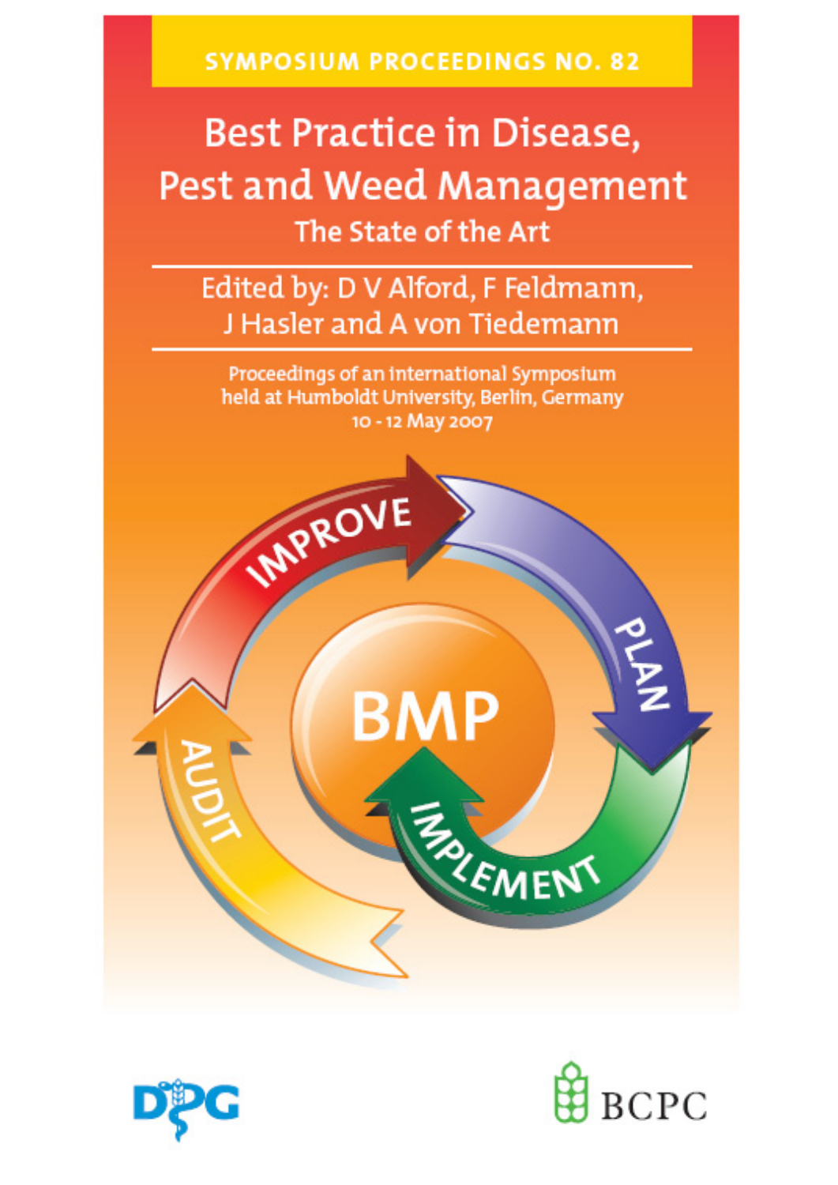SYMPOSIUM PROCEEDINGS NO. 82

# Best Practice in Disease, Pest and Weed Management

## The State of the Art

Edited by: D V Alford, F Feldmann, J Hasler and A von Tiedemann

Proceedings of an international Symposium held at Humboldt University, Berlin, Germany 10 - 12 May 2007

IMPROVE

PLAN

IMPLEMENT

AUDIT

BMP

DPG

BCPC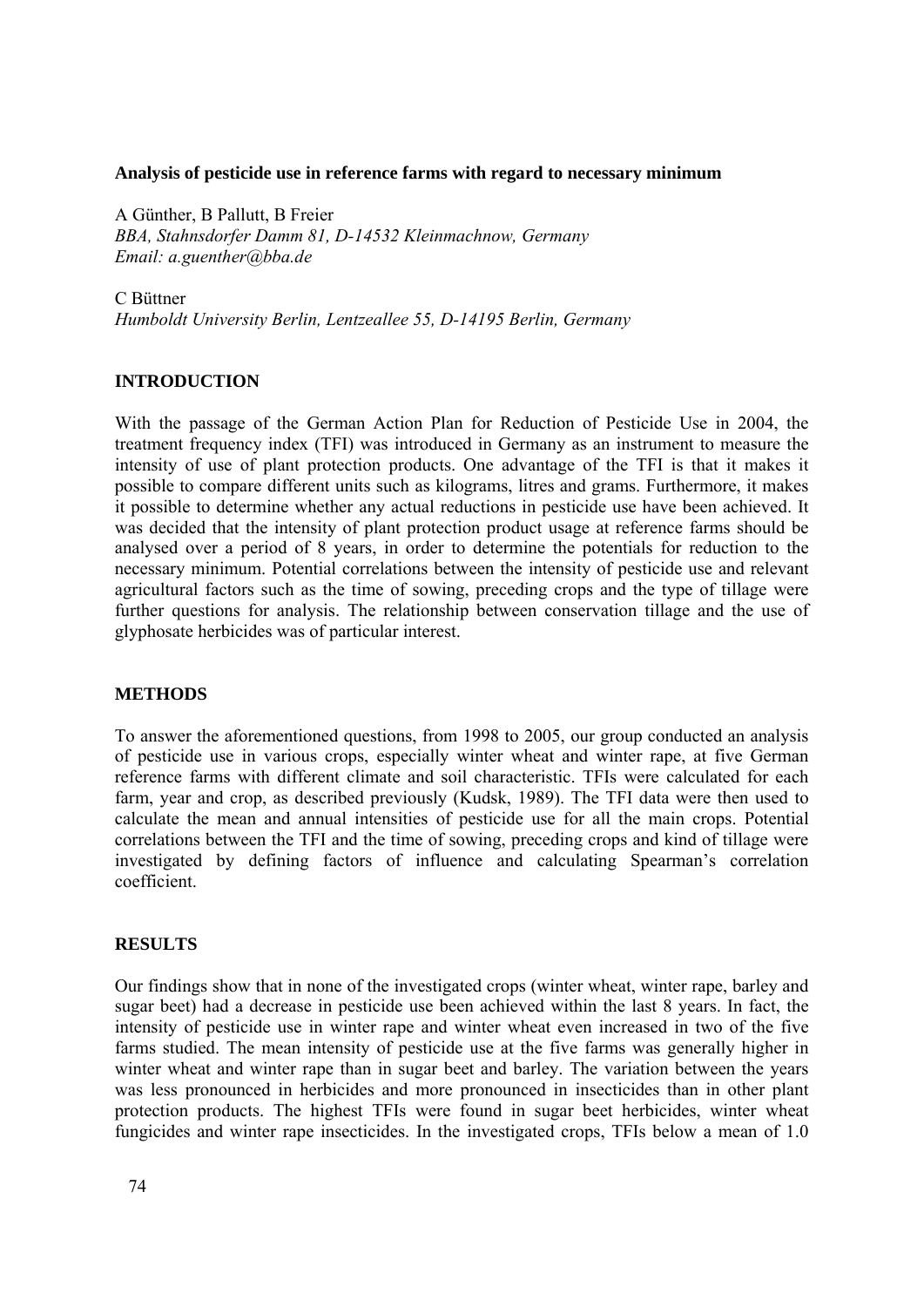**Analysis of pesticide use in reference farms with regard to necessary minimum**

A Günther, B Pallutt, B Freier  
*BBA, Stahnsdorfer Damm 81, D-14532 Kleinmachnow, Germany*  
*Email: a.guenther@bba.de*

C Büttner  
*Humboldt University Berlin, Lentzeallee 55, D-14195 Berlin, Germany*

## INTRODUCTION

With the passage of the German Action Plan for Reduction of Pesticide Use in 2004, the treatment frequency index (TFI) was introduced in Germany as an instrument to measure the intensity of use of plant protection products. One advantage of the TFI is that it makes it possible to compare different units such as kilograms, litres and grams. Furthermore, it makes it possible to determine whether any actual reductions in pesticide use have been achieved. It was decided that the intensity of plant protection product usage at reference farms should be analysed over a period of 8 years, in order to determine the potentials for reduction to the necessary minimum. Potential correlations between the intensity of pesticide use and relevant agricultural factors such as the time of sowing, preceding crops and the type of tillage were further questions for analysis. The relationship between conservation tillage and the use of glyphosate herbicides was of particular interest.

## METHODS

To answer the aforementioned questions, from 1998 to 2005, our group conducted an analysis of pesticide use in various crops, especially winter wheat and winter rape, at five German reference farms with different climate and soil characteristic. TFIs were calculated for each farm, year and crop, as described previously (Kudsk, 1989). The TFI data were then used to calculate the mean and annual intensities of pesticide use for all the main crops. Potential correlations between the TFI and the time of sowing, preceding crops and kind of tillage were investigated by defining factors of influence and calculating Spearman's correlation coefficient.

## RESULTS

Our findings show that in none of the investigated crops (winter wheat, winter rape, barley and sugar beet) had a decrease in pesticide use been achieved within the last 8 years. In fact, the intensity of pesticide use in winter rape and winter wheat even increased in two of the five farms studied. The mean intensity of pesticide use at the five farms was generally higher in winter wheat and winter rape than in sugar beet and barley. The variation between the years was less pronounced in herbicides and more pronounced in insecticides than in other plant protection products. The highest TFIs were found in sugar beet herbicides, winter wheat fungicides and winter rape insecticides. In the investigated crops, TFIs below a mean of 1.0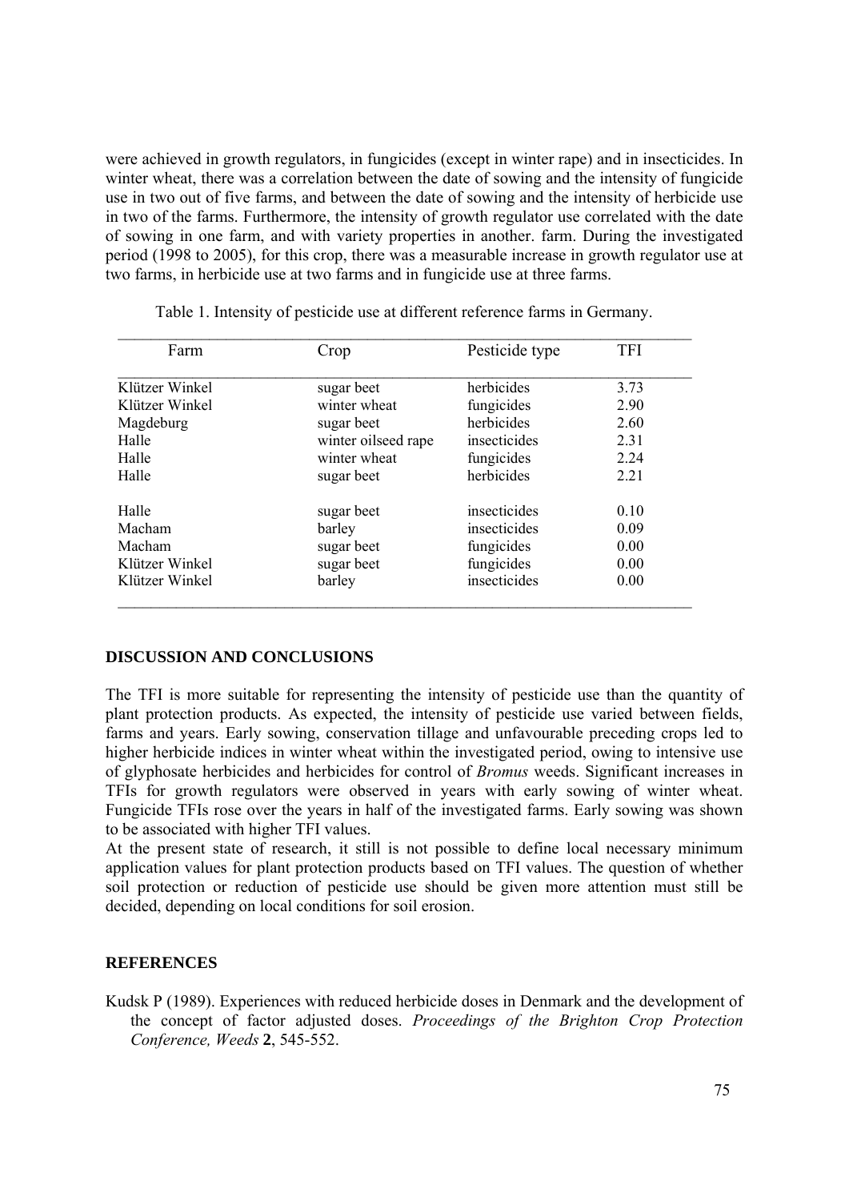were achieved in growth regulators, in fungicides (except in winter rape) and in insecticides. In winter wheat, there was a correlation between the date of sowing and the intensity of fungicide use in two out of five farms, and between the date of sowing and the intensity of herbicide use in two of the farms. Furthermore, the intensity of growth regulator use correlated with the date of sowing in one farm, and with variety properties in another. farm. During the investigated period (1998 to 2005), for this crop, there was a measurable increase in growth regulator use at two farms, in herbicide use at two farms and in fungicide use at three farms.

Table 1. Intensity of pesticide use at different reference farms in Germany.

| Farm | Crop | Pesticide type | TFI |
|---|---|---|---|
| Klützer Winkel | sugar beet | herbicides | 3.73 |
| Klützer Winkel | winter wheat | fungicides | 2.90 |
| Magdeburg | sugar beet | herbicides | 2.60 |
| Halle | winter oilseed rape | insecticides | 2.31 |
| Halle | winter wheat | fungicides | 2.24 |
| Halle | sugar beet | herbicides | 2.21 |
| Halle | sugar beet | insecticides | 0.10 |
| Macham | barley | insecticides | 0.09 |
| Macham | sugar beet | fungicides | 0.00 |
| Klützer Winkel | sugar beet | fungicides | 0.00 |
| Klützer Winkel | barley | insecticides | 0.00 |

## DISCUSSION AND CONCLUSIONS

The TFI is more suitable for representing the intensity of pesticide use than the quantity of plant protection products. As expected, the intensity of pesticide use varied between fields, farms and years. Early sowing, conservation tillage and unfavourable preceding crops led to higher herbicide indices in winter wheat within the investigated period, owing to intensive use of glyphosate herbicides and herbicides for control of *Bromus* weeds. Significant increases in TFIs for growth regulators were observed in years with early sowing of winter wheat. Fungicide TFIs rose over the years in half of the investigated farms. Early sowing was shown to be associated with higher TFI values.

At the present state of research, it still is not possible to define local necessary minimum application values for plant protection products based on TFI values. The question of whether soil protection or reduction of pesticide use should be given more attention must still be decided, depending on local conditions for soil erosion.

## REFERENCES

Kudsk P (1989). Experiences with reduced herbicide doses in Denmark and the development of the concept of factor adjusted doses. *Proceedings of the Brighton Crop Protection Conference, Weeds* **2**, 545-552.